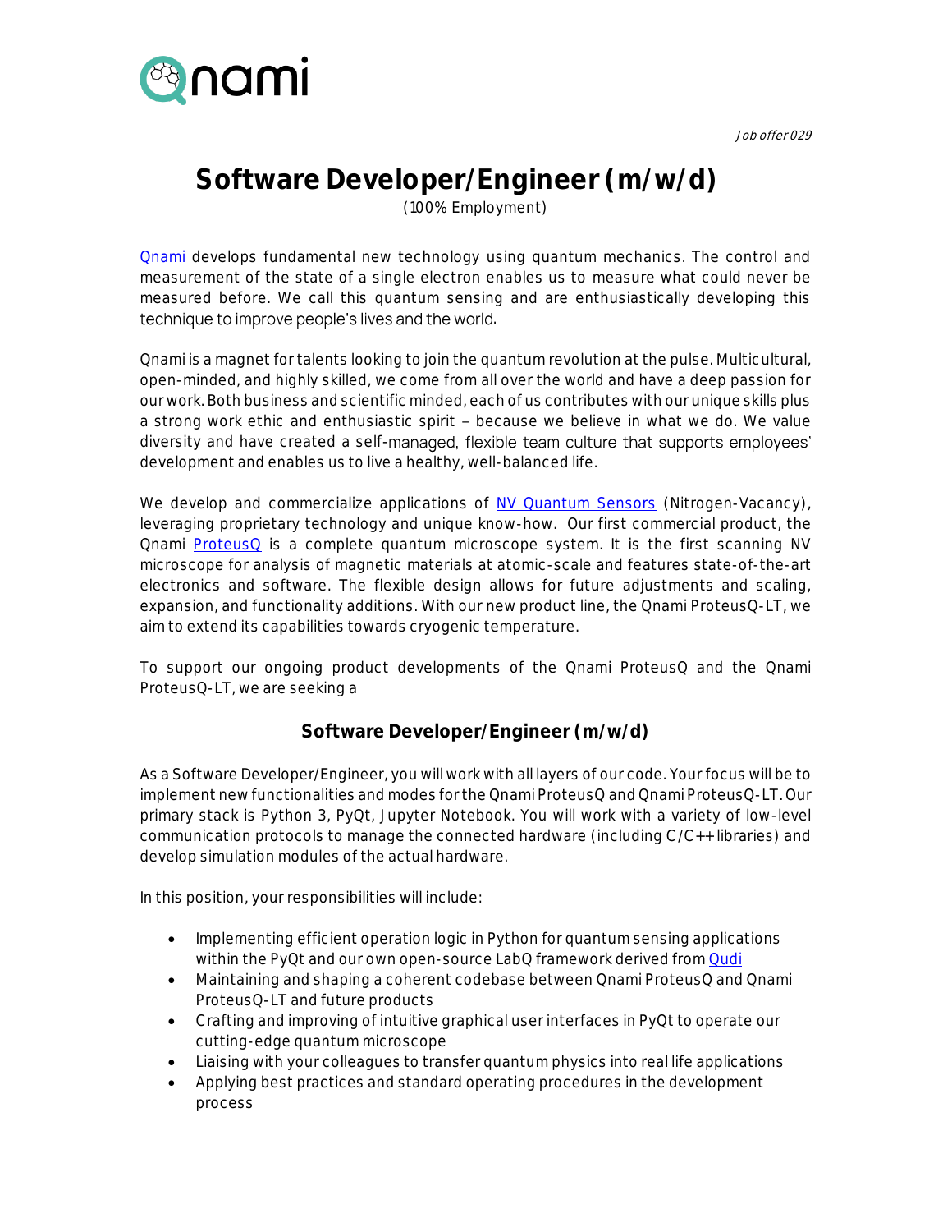*Job offer 029*

# Software Developer/Engineer (m/w/d)

(100% Employment)

[Qnami](#) develops fundamental new technology using quantum mechanics. The control and measurement of the state of a single electron enables us to measure what could never be measured before. We call this quantum sensing and are enthusiastically developing this technique to improve people's lives and the world.

Qnami is a magnet for talents looking to join the quantum revolution at the pulse. Multicultural, open-minded, and highly skilled, we come from all over the world and have a deep passion for our work. Both business and scientific minded, each of us contributes with our unique skills plus a strong work ethic and enthusiastic spirit – because we believe in what we do. We value diversity and have created a self-managed, flexible team culture that supports employees' development and enables us to live a healthy, well-balanced life.

We develop and commercialize applications of [NV Quantum Sensors](#) (Nitrogen-Vacancy), leveraging proprietary technology and unique know-how. Our first commercial product, the Qnami [ProteusQ](#) is a complete quantum microscope system. It is the first scanning NV microscope for analysis of magnetic materials at atomic-scale and features state-of-the-art electronics and software. The flexible design allows for future adjustments and scaling, expansion, and functionality additions. With our new product line, the Qnami ProteusQ-LT, we aim to extend its capabilities towards cryogenic temperature.

To support our ongoing product developments of the Qnami ProteusQ and the Qnami ProteusQ-LT, we are seeking a

## Software Developer/Engineer (m/w/d)

As a Software Developer/Engineer, you will work with all layers of our code. Your focus will be to implement new functionalities and modes for the Qnami ProteusQ and Qnami ProteusQ-LT. Our primary stack is Python 3, PyQt, Jupyter Notebook. You will work with a variety of low-level communication protocols to manage the connected hardware (including C/C++ libraries) and develop simulation modules of the actual hardware.

In this position, your responsibilities will include:

- Implementing efficient operation logic in Python for quantum sensing applications within the PyQt and our own open-source LabQ framework derived from [Qudi](#)
- Maintaining and shaping a coherent codebase between Qnami ProteusQ and Qnami ProteusQ-LT and future products
- Crafting and improving of intuitive graphical user interfaces in PyQt to operate our cutting-edge quantum microscope
- Liaising with your colleagues to transfer quantum physics into real life applications
- Applying best practices and standard operating procedures in the development process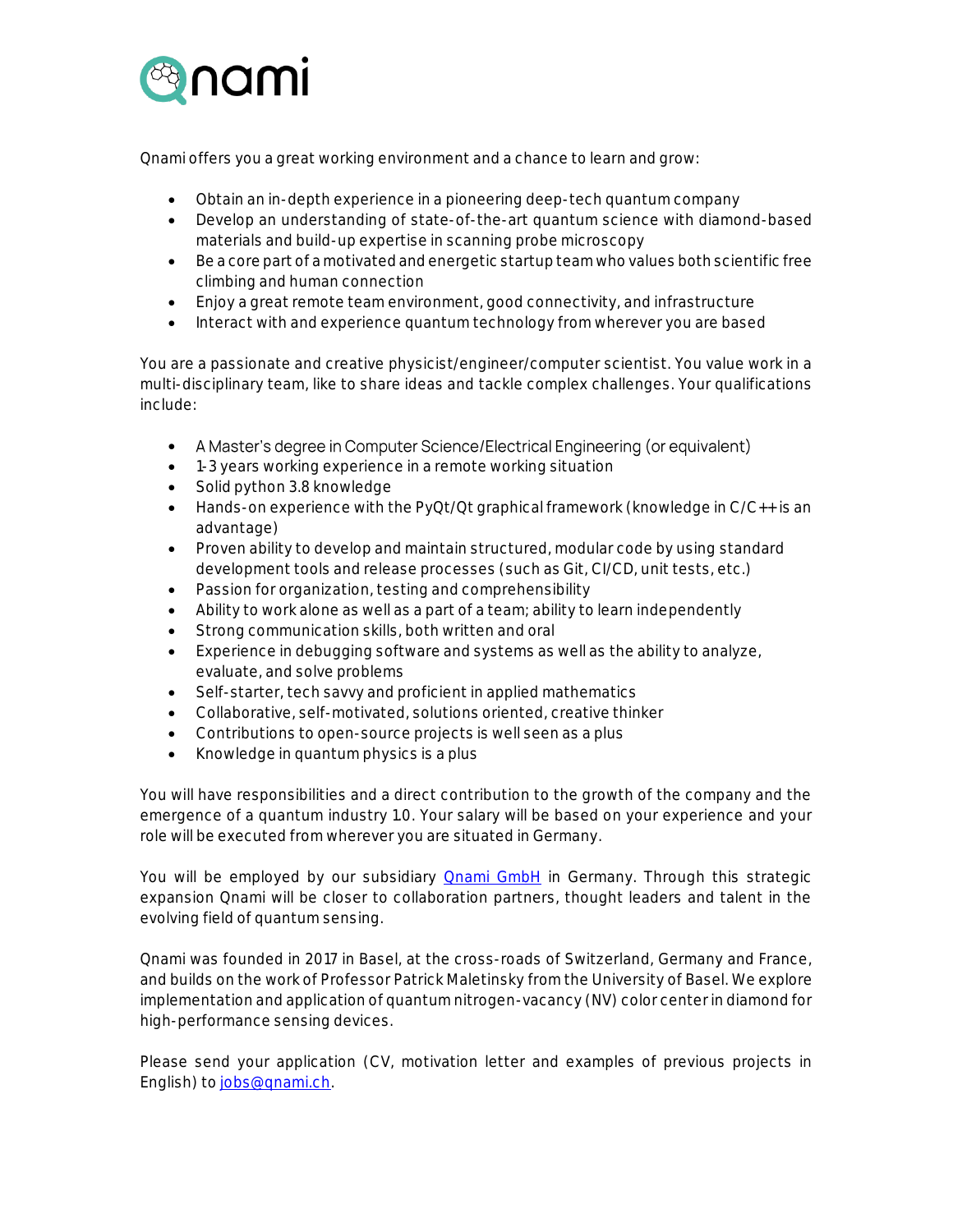Qnami offers you a great working environment and a chance to learn and grow:

- Obtain an in-depth experience in a pioneering deep-tech quantum company
- Develop an understanding of state-of-the-art quantum science with diamond-based materials and build-up expertise in scanning probe microscopy
- Be a core part of a motivated and energetic startup team who values both scientific free climbing and human connection
- Enjoy a great remote team environment, good connectivity, and infrastructure
- Interact with and experience quantum technology from wherever you are based

You are a passionate and creative physicist/engineer/computer scientist. You value work in a multi-disciplinary team, like to share ideas and tackle complex challenges. Your qualifications include:

- A Master's degree in Computer Science/Electrical Engineering (or equivalent)
- 1-3 years working experience in a remote working situation
- Solid python 3.8 knowledge
- Hands-on experience with the PyQt/Qt graphical framework (knowledge in C/C++ is an advantage)
- Proven ability to develop and maintain structured, modular code by using standard development tools and release processes (such as Git, CI/CD, unit tests, etc.)
- Passion for organization, testing and comprehensibility
- Ability to work alone as well as a part of a team; ability to learn independently
- Strong communication skills, both written and oral
- Experience in debugging software and systems as well as the ability to analyze, evaluate, and solve problems
- Self-starter, tech savvy and proficient in applied mathematics
- Collaborative, self-motivated, solutions oriented, creative thinker
- Contributions to open-source projects is well seen as a plus
- Knowledge in quantum physics is a plus

You will have responsibilities and a direct contribution to the growth of the company and the emergence of a quantum industry 1.0. Your salary will be based on your experience and your role will be executed from wherever you are situated in Germany.

You will be employed by our subsidiary [Qnami GmbH](#) in Germany. Through this strategic expansion Qnami will be closer to collaboration partners, thought leaders and talent in the evolving field of quantum sensing.

Qnami was founded in 2017 in Basel, at the cross-roads of Switzerland, Germany and France, and builds on the work of Professor Patrick Maletinsky from the University of Basel. We explore implementation and application of quantum nitrogen-vacancy (NV) color center in diamond for high-performance sensing devices.

Please send your application (CV, motivation letter and examples of previous projects in English) to [jobs@qnami.ch](mailto:jobs@qnami.ch).